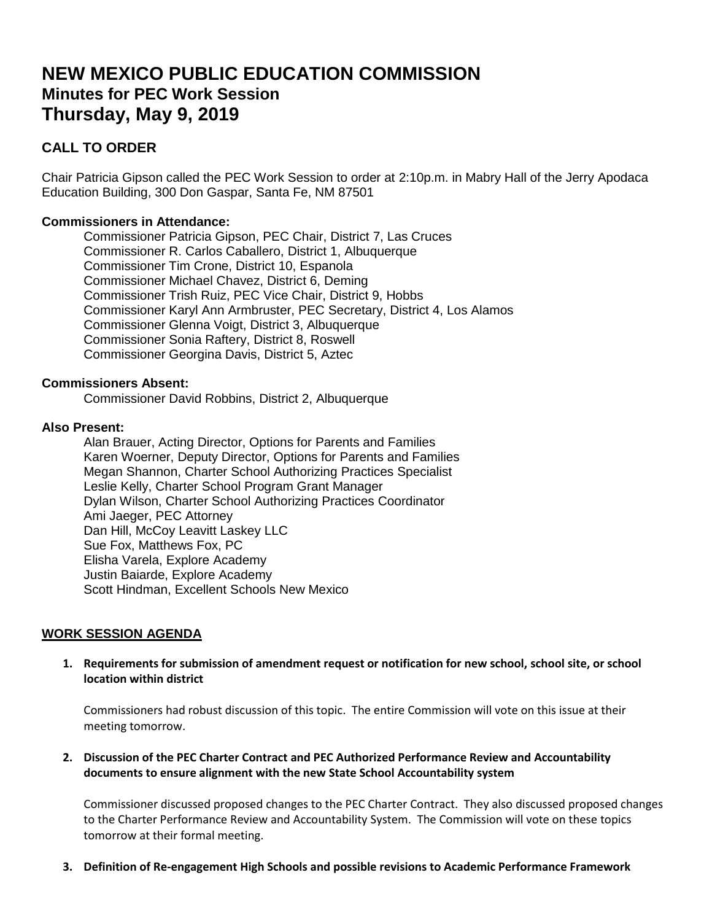# NEW MEXICO PUBLIC EDUCATION COMMISSION
## Minutes for PEC Work Session
## Thursday, May 9, 2019

### CALL TO ORDER

Chair Patricia Gipson called the PEC Work Session to order at 2:10p.m. in Mabry Hall of the Jerry Apodaca Education Building, 300 Don Gaspar, Santa Fe, NM 87501

**Commissioners in Attendance:**

Commissioner Patricia Gipson, PEC Chair, District 7, Las Cruces
Commissioner R. Carlos Caballero, District 1, Albuquerque
Commissioner Tim Crone, District 10, Espanola
Commissioner Michael Chavez, District 6, Deming
Commissioner Trish Ruiz, PEC Vice Chair, District 9, Hobbs
Commissioner Karyl Ann Armbruster, PEC Secretary, District 4, Los Alamos
Commissioner Glenna Voigt, District 3, Albuquerque
Commissioner Sonia Raftery, District 8, Roswell
Commissioner Georgina Davis, District 5, Aztec

**Commissioners Absent:**

Commissioner David Robbins, District 2, Albuquerque

**Also Present:**

Alan Brauer, Acting Director, Options for Parents and Families
Karen Woerner, Deputy Director, Options for Parents and Families
Megan Shannon, Charter School Authorizing Practices Specialist
Leslie Kelly, Charter School Program Grant Manager
Dylan Wilson, Charter School Authorizing Practices Coordinator
Ami Jaeger, PEC Attorney
Dan Hill, McCoy Leavitt Laskey LLC
Sue Fox, Matthews Fox, PC
Elisha Varela, Explore Academy
Justin Baiarde, Explore Academy
Scott Hindman, Excellent Schools New Mexico

### WORK SESSION AGENDA

1. **Requirements for submission of amendment request or notification for new school, school site, or school location within district**

   Commissioners had robust discussion of this topic. The entire Commission will vote on this issue at their meeting tomorrow.

2. **Discussion of the PEC Charter Contract and PEC Authorized Performance Review and Accountability documents to ensure alignment with the new State School Accountability system**

   Commissioner discussed proposed changes to the PEC Charter Contract. They also discussed proposed changes to the Charter Performance Review and Accountability System. The Commission will vote on these topics tomorrow at their formal meeting.

3. **Definition of Re-engagement High Schools and possible revisions to Academic Performance Framework**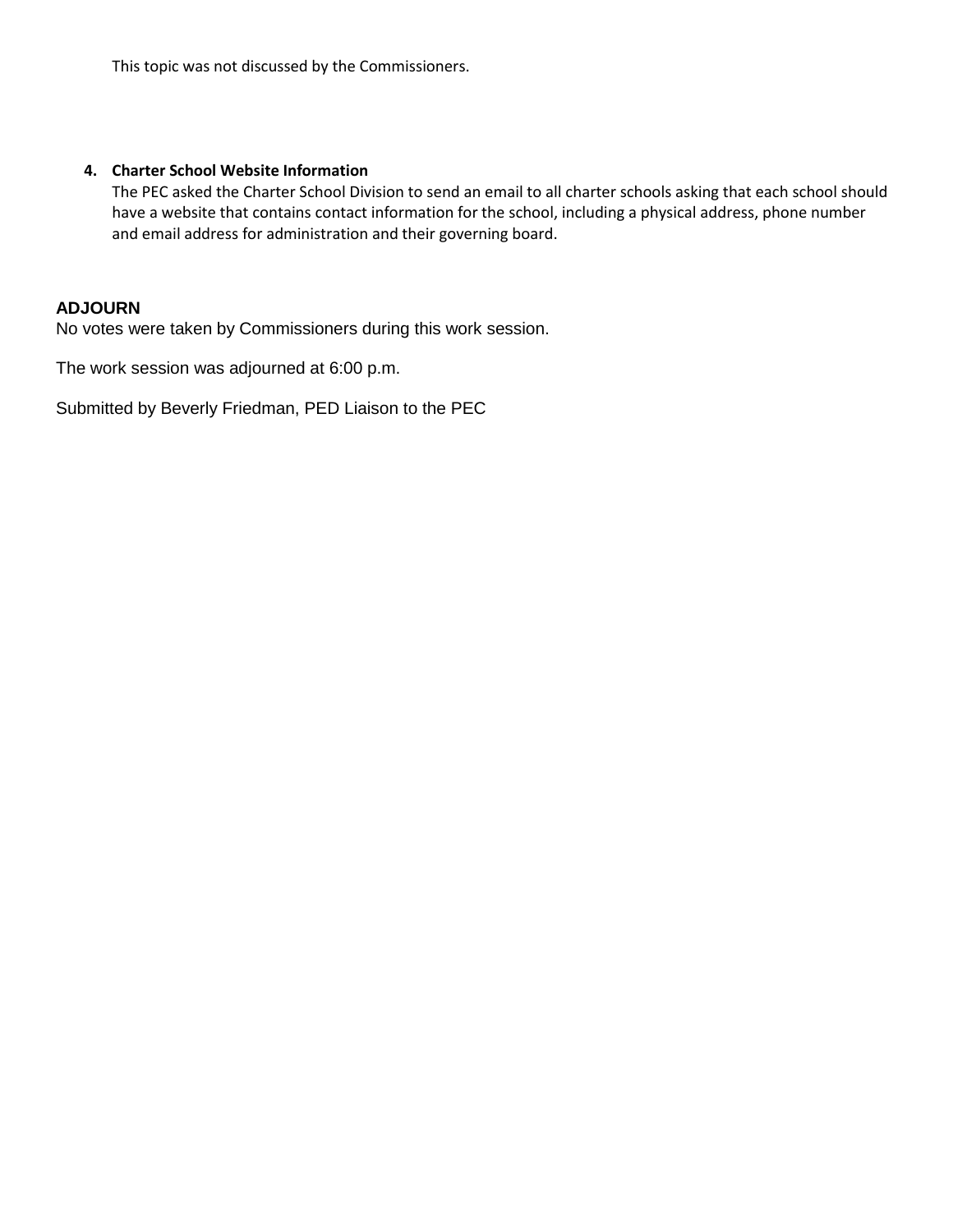This topic was not discussed by the Commissioners.

4. **Charter School Website Information**

   The PEC asked the Charter School Division to send an email to all charter schools asking that each school should have a website that contains contact information for the school, including a physical address, phone number and email address for administration and their governing board.

**ADJOURN**

No votes were taken by Commissioners during this work session.

The work session was adjourned at 6:00 p.m.

Submitted by Beverly Friedman, PED Liaison to the PEC